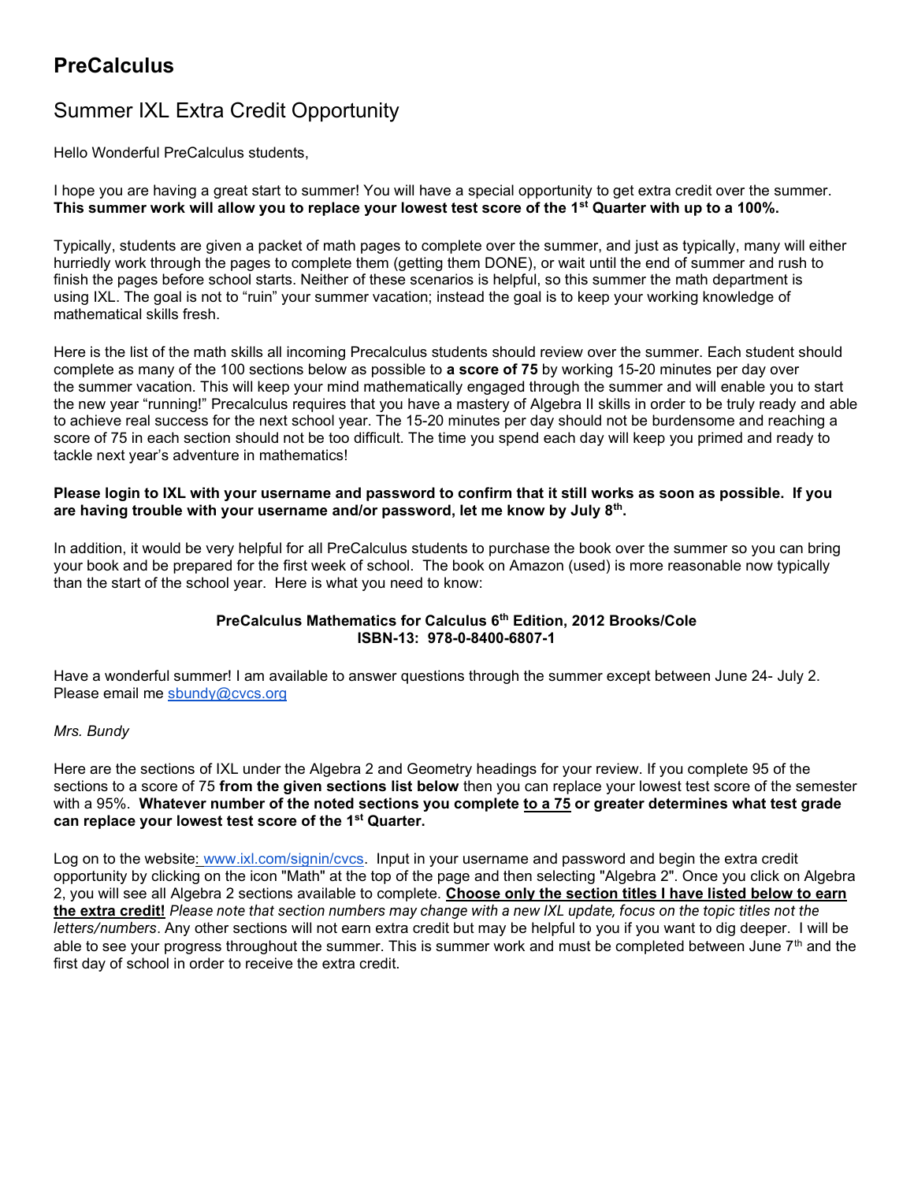# PreCalculus

## Summer IXL Extra Credit Opportunity

Hello Wonderful PreCalculus students,

I hope you are having a great start to summer! You will have a special opportunity to get extra credit over the summer. **This summer work will allow you to replace your lowest test score of the 1st Quarter with up to a 100%.**

Typically, students are given a packet of math pages to complete over the summer, and just as typically, many will either hurriedly work through the pages to complete them (getting them DONE), or wait until the end of summer and rush to finish the pages before school starts. Neither of these scenarios is helpful, so this summer the math department is using IXL. The goal is not to "ruin" your summer vacation; instead the goal is to keep your working knowledge of mathematical skills fresh.

Here is the list of the math skills all incoming Precalculus students should review over the summer. Each student should complete as many of the 100 sections below as possible to **a score of 75** by working 15-20 minutes per day over the summer vacation. This will keep your mind mathematically engaged through the summer and will enable you to start the new year "running!" Precalculus requires that you have a mastery of Algebra II skills in order to be truly ready and able to achieve real success for the next school year. The 15-20 minutes per day should not be burdensome and reaching a score of 75 in each section should not be too difficult. The time you spend each day will keep you primed and ready to tackle next year's adventure in mathematics!

**Please login to IXL with your username and password to confirm that it still works as soon as possible. If you are having trouble with your username and/or password, let me know by July 8th.**

In addition, it would be very helpful for all PreCalculus students to purchase the book over the summer so you can bring your book and be prepared for the first week of school. The book on Amazon (used) is more reasonable now typically than the start of the school year. Here is what you need to know:

**PreCalculus Mathematics for Calculus 6th Edition, 2012 Brooks/Cole**
**ISBN-13: 978-0-8400-6807-1**

Have a wonderful summer! I am available to answer questions through the summer except between June 24- July 2. Please email me sbundy@cvcs.org

*Mrs. Bundy*

Here are the sections of IXL under the Algebra 2 and Geometry headings for your review. If you complete 95 of the sections to a score of 75 **from the given sections list below** then you can replace your lowest test score of the semester with a 95%. **Whatever number of the noted sections you complete <u>to a 75</u> or greater determines what test grade can replace your lowest test score of the 1st Quarter.**

Log on to the website: www.ixl.com/signin/cvcs. Input in your username and password and begin the extra credit opportunity by clicking on the icon "Math" at the top of the page and then selecting "Algebra 2". Once you click on Algebra 2, you will see all Algebra 2 sections available to complete. **<u>Choose only the section titles I have listed below to earn the extra credit!</u>** *Please note that section numbers may change with a new IXL update, focus on the topic titles not the letters/numbers*. Any other sections will not earn extra credit but may be helpful to you if you want to dig deeper. I will be able to see your progress throughout the summer. This is summer work and must be completed between June 7th and the first day of school in order to receive the extra credit.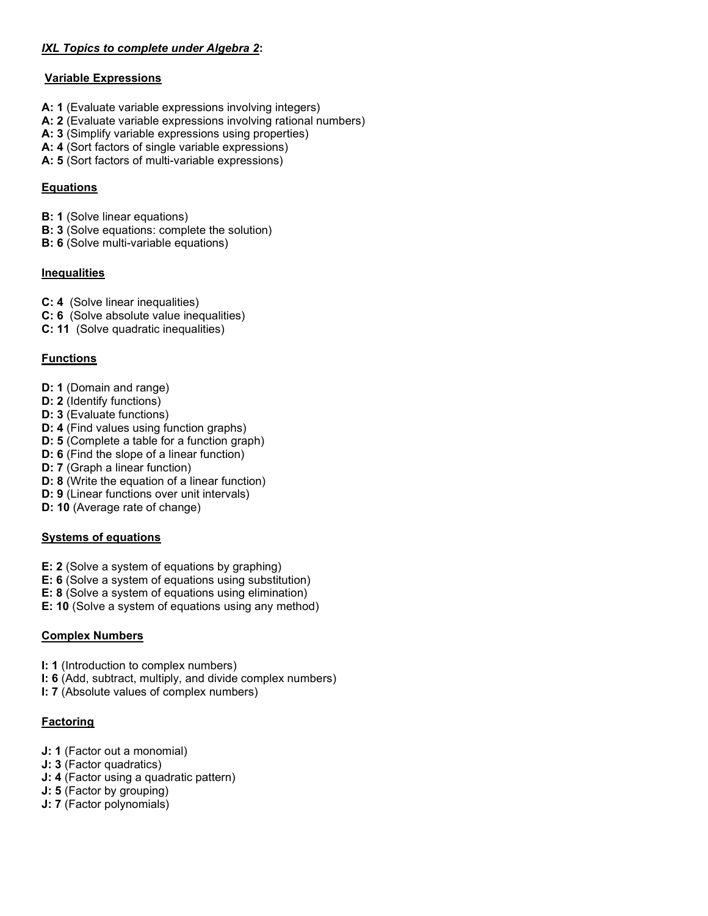***IXL Topics to complete under Algebra 2*:**

**Variable Expressions**

**A: 1** (Evaluate variable expressions involving integers)
**A: 2** (Evaluate variable expressions involving rational numbers)
**A: 3** (Simplify variable expressions using properties)
**A: 4** (Sort factors of single variable expressions)
**A: 5** (Sort factors of multi-variable expressions)

**Equations**

**B: 1** (Solve linear equations)
**B: 3** (Solve equations: complete the solution)
**B: 6** (Solve multi-variable equations)

**Inequalities**

**C: 4** (Solve linear inequalities)
**C: 6** (Solve absolute value inequalities)
**C: 11** (Solve quadratic inequalities)

**Functions**

**D: 1** (Domain and range)
**D: 2** (Identify functions)
**D: 3** (Evaluate functions)
**D: 4** (Find values using function graphs)
**D: 5** (Complete a table for a function graph)
**D: 6** (Find the slope of a linear function)
**D: 7** (Graph a linear function)
**D: 8** (Write the equation of a linear function)
**D: 9** (Linear functions over unit intervals)
**D: 10** (Average rate of change)

**Systems of equations**

**E: 2** (Solve a system of equations by graphing)
**E: 6** (Solve a system of equations using substitution)
**E: 8** (Solve a system of equations using elimination)
**E: 10** (Solve a system of equations using any method)

**Complex Numbers**

**I: 1** (Introduction to complex numbers)
**I: 6** (Add, subtract, multiply, and divide complex numbers)
**I: 7** (Absolute values of complex numbers)

**Factoring**

**J: 1** (Factor out a monomial)
**J: 3** (Factor quadratics)
**J: 4** (Factor using a quadratic pattern)
**J: 5** (Factor by grouping)
**J: 7** (Factor polynomials)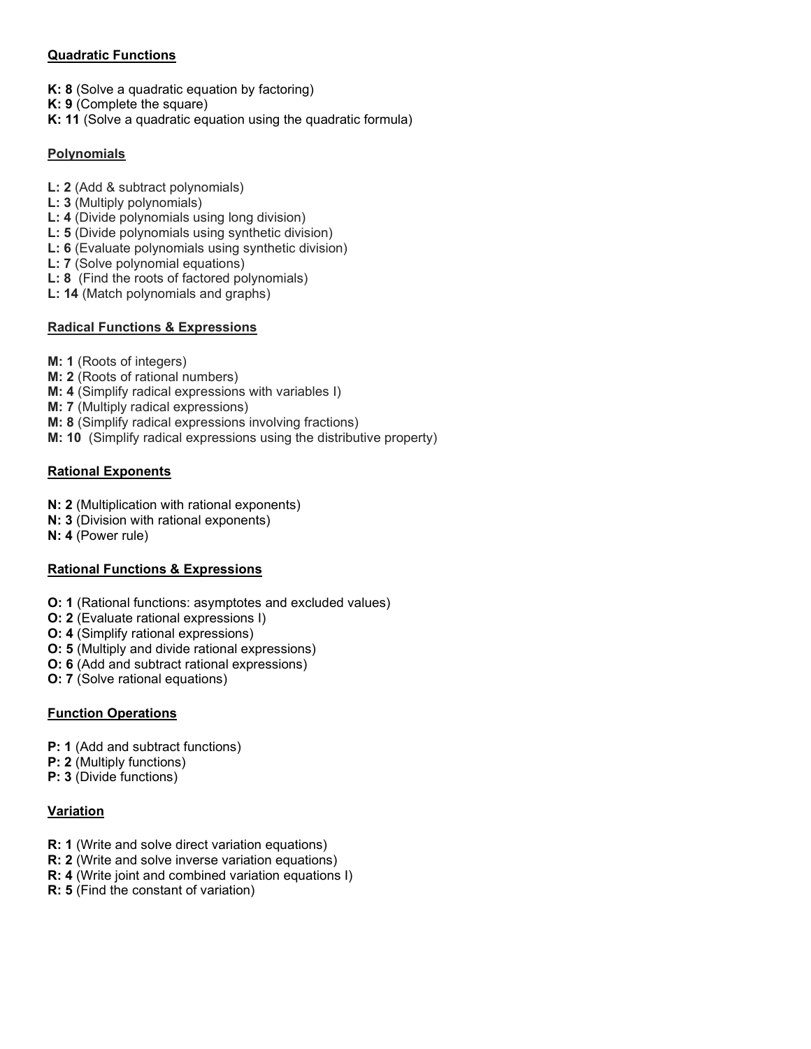**Quadratic Functions**

**K: 8** (Solve a quadratic equation by factoring)
**K: 9** (Complete the square)
**K: 11** (Solve a quadratic equation using the quadratic formula)

**Polynomials**

**L: 2** (Add & subtract polynomials)
**L: 3** (Multiply polynomials)
**L: 4** (Divide polynomials using long division)
**L: 5** (Divide polynomials using synthetic division)
**L: 6** (Evaluate polynomials using synthetic division)
**L: 7** (Solve polynomial equations)
**L: 8** (Find the roots of factored polynomials)
**L: 14** (Match polynomials and graphs)

**Radical Functions & Expressions**

**M: 1** (Roots of integers)
**M: 2** (Roots of rational numbers)
**M: 4** (Simplify radical expressions with variables I)
**M: 7** (Multiply radical expressions)
**M: 8** (Simplify radical expressions involving fractions)
**M: 10** (Simplify radical expressions using the distributive property)

**Rational Exponents**

**N: 2** (Multiplication with rational exponents)
**N: 3** (Division with rational exponents)
**N: 4** (Power rule)

**Rational Functions & Expressions**

**O: 1** (Rational functions: asymptotes and excluded values)
**O: 2** (Evaluate rational expressions I)
**O: 4** (Simplify rational expressions)
**O: 5** (Multiply and divide rational expressions)
**O: 6** (Add and subtract rational expressions)
**O: 7** (Solve rational equations)

**Function Operations**

**P: 1** (Add and subtract functions)
**P: 2** (Multiply functions)
**P: 3** (Divide functions)

**Variation**

**R: 1** (Write and solve direct variation equations)
**R: 2** (Write and solve inverse variation equations)
**R: 4** (Write joint and combined variation equations I)
**R: 5** (Find the constant of variation)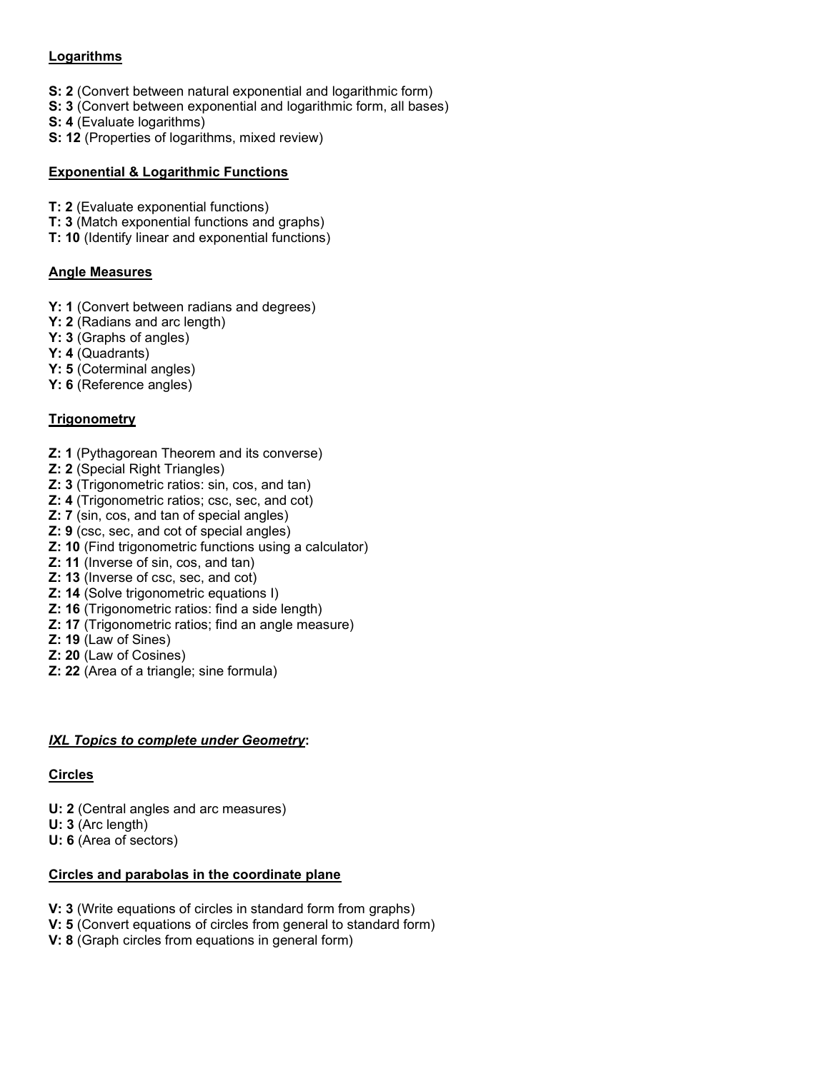**Logarithms**

**S: 2** (Convert between natural exponential and logarithmic form)
**S: 3** (Convert between exponential and logarithmic form, all bases)
**S: 4** (Evaluate logarithms)
**S: 12** (Properties of logarithms, mixed review)

**Exponential & Logarithmic Functions**

**T: 2** (Evaluate exponential functions)
**T: 3** (Match exponential functions and graphs)
**T: 10** (Identify linear and exponential functions)

**Angle Measures**

**Y: 1** (Convert between radians and degrees)
**Y: 2** (Radians and arc length)
**Y: 3** (Graphs of angles)
**Y: 4** (Quadrants)
**Y: 5** (Coterminal angles)
**Y: 6** (Reference angles)

**Trigonometry**

**Z: 1** (Pythagorean Theorem and its converse)
**Z: 2** (Special Right Triangles)
**Z: 3** (Trigonometric ratios: sin, cos, and tan)
**Z: 4** (Trigonometric ratios; csc, sec, and cot)
**Z: 7** (sin, cos, and tan of special angles)
**Z: 9** (csc, sec, and cot of special angles)
**Z: 10** (Find trigonometric functions using a calculator)
**Z: 11** (Inverse of sin, cos, and tan)
**Z: 13** (Inverse of csc, sec, and cot)
**Z: 14** (Solve trigonometric equations I)
**Z: 16** (Trigonometric ratios: find a side length)
**Z: 17** (Trigonometric ratios; find an angle measure)
**Z: 19** (Law of Sines)
**Z: 20** (Law of Cosines)
**Z: 22** (Area of a triangle; sine formula)

***IXL Topics to complete under Geometry*:**

**Circles**

**U: 2** (Central angles and arc measures)
**U: 3** (Arc length)
**U: 6** (Area of sectors)

**Circles and parabolas in the coordinate plane**

**V: 3** (Write equations of circles in standard form from graphs)
**V: 5** (Convert equations of circles from general to standard form)
**V: 8** (Graph circles from equations in general form)